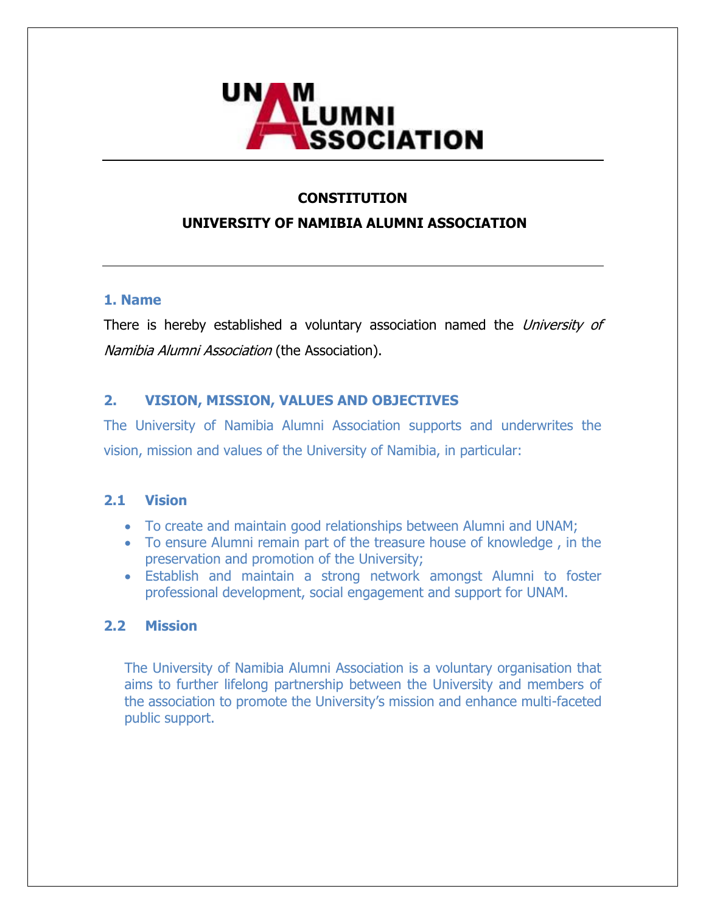# CONSTITUTION

# UNIVERSITY OF NAMIBIA ALUMNI ASSOCIATION

## 1. Name

There is hereby established a voluntary association named the *University of Namibia Alumni Association* (the Association).

## 2. VISION, MISSION, VALUES AND OBJECTIVES

The University of Namibia Alumni Association supports and underwrites the vision, mission and values of the University of Namibia, in particular:

### 2.1 Vision

- To create and maintain good relationships between Alumni and UNAM;
- To ensure Alumni remain part of the treasure house of knowledge , in the preservation and promotion of the University;
- Establish and maintain a strong network amongst Alumni to foster professional development, social engagement and support for UNAM.

### 2.2 Mission

The University of Namibia Alumni Association is a voluntary organisation that aims to further lifelong partnership between the University and members of the association to promote the University's mission and enhance multi-faceted public support.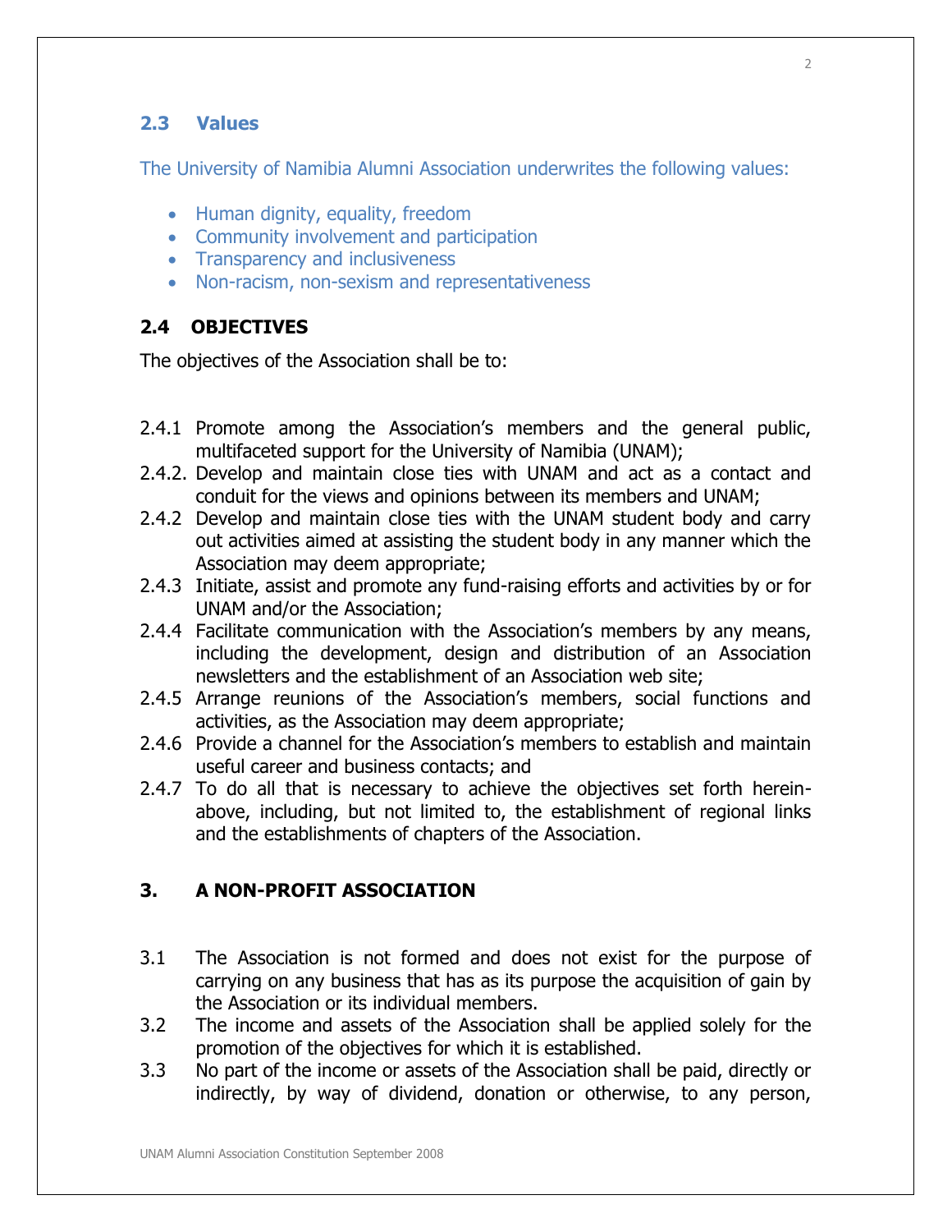### 2.3 Values

The University of Namibia Alumni Association underwrites the following values:

- Human dignity, equality, freedom
- Community involvement and participation
- Transparency and inclusiveness
- Non-racism, non-sexism and representativeness

### 2.4 OBJECTIVES

The objectives of the Association shall be to:

2.4.1 Promote among the Association's members and the general public, multifaceted support for the University of Namibia (UNAM);

2.4.2. Develop and maintain close ties with UNAM and act as a contact and conduit for the views and opinions between its members and UNAM;

2.4.2 Develop and maintain close ties with the UNAM student body and carry out activities aimed at assisting the student body in any manner which the Association may deem appropriate;

2.4.3 Initiate, assist and promote any fund-raising efforts and activities by or for UNAM and/or the Association;

2.4.4 Facilitate communication with the Association's members by any means, including the development, design and distribution of an Association newsletters and the establishment of an Association web site;

2.4.5 Arrange reunions of the Association's members, social functions and activities, as the Association may deem appropriate;

2.4.6 Provide a channel for the Association's members to establish and maintain useful career and business contacts; and

2.4.7 To do all that is necessary to achieve the objectives set forth herein-above, including, but not limited to, the establishment of regional links and the establishments of chapters of the Association.

## 3. A NON-PROFIT ASSOCIATION

3.1 The Association is not formed and does not exist for the purpose of carrying on any business that has as its purpose the acquisition of gain by the Association or its individual members.

3.2 The income and assets of the Association shall be applied solely for the promotion of the objectives for which it is established.

3.3 No part of the income or assets of the Association shall be paid, directly or indirectly, by way of dividend, donation or otherwise, to any person,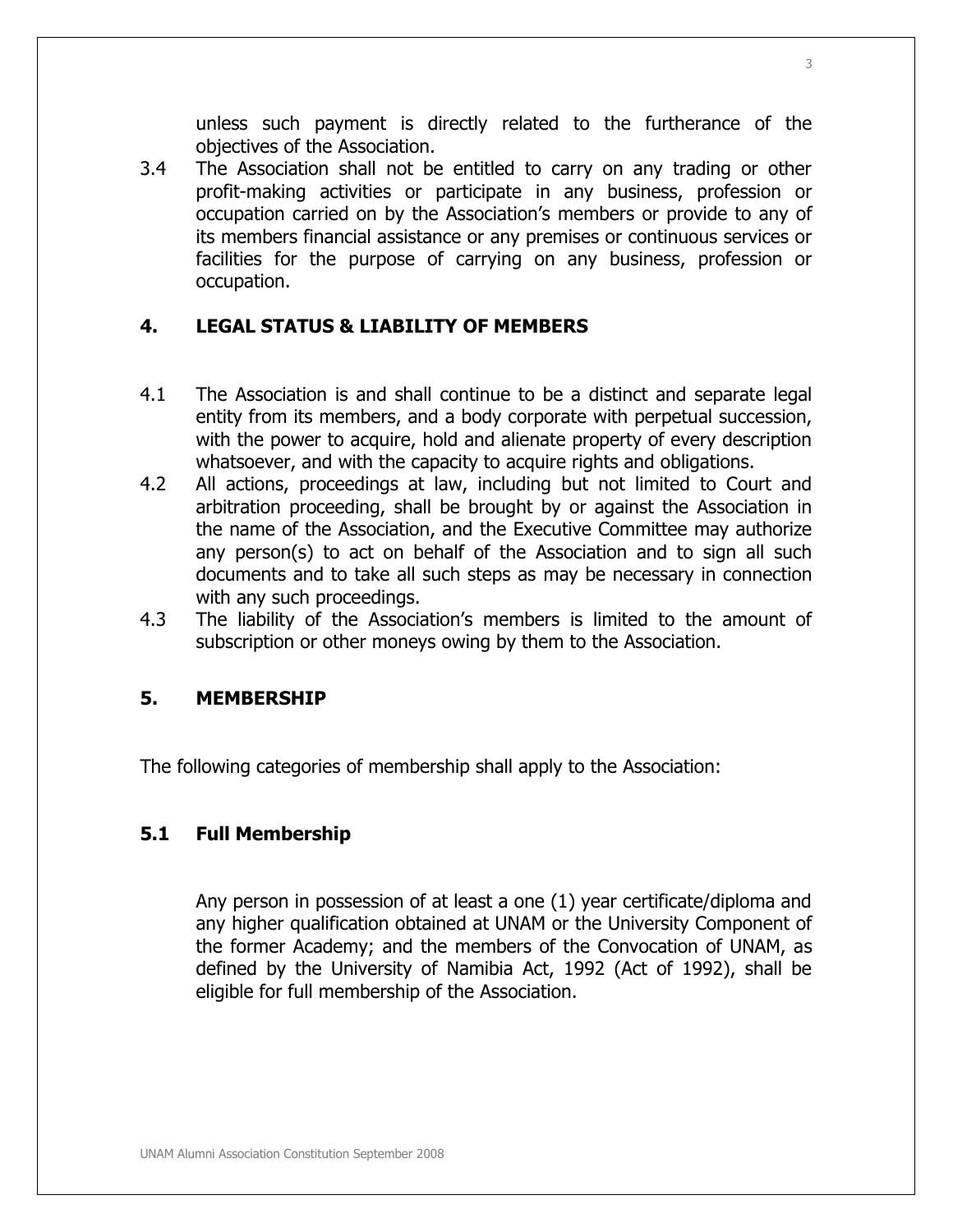unless such payment is directly related to the furtherance of the objectives of the Association.

3.4 The Association shall not be entitled to carry on any trading or other profit-making activities or participate in any business, profession or occupation carried on by the Association's members or provide to any of its members financial assistance or any premises or continuous services or facilities for the purpose of carrying on any business, profession or occupation.

## 4. LEGAL STATUS & LIABILITY OF MEMBERS

4.1 The Association is and shall continue to be a distinct and separate legal entity from its members, and a body corporate with perpetual succession, with the power to acquire, hold and alienate property of every description whatsoever, and with the capacity to acquire rights and obligations.

4.2 All actions, proceedings at law, including but not limited to Court and arbitration proceeding, shall be brought by or against the Association in the name of the Association, and the Executive Committee may authorize any person(s) to act on behalf of the Association and to sign all such documents and to take all such steps as may be necessary in connection with any such proceedings.

4.3 The liability of the Association's members is limited to the amount of subscription or other moneys owing by them to the Association.

## 5. MEMBERSHIP

The following categories of membership shall apply to the Association:

### 5.1 Full Membership

Any person in possession of at least a one (1) year certificate/diploma and any higher qualification obtained at UNAM or the University Component of the former Academy; and the members of the Convocation of UNAM, as defined by the University of Namibia Act, 1992 (Act of 1992), shall be eligible for full membership of the Association.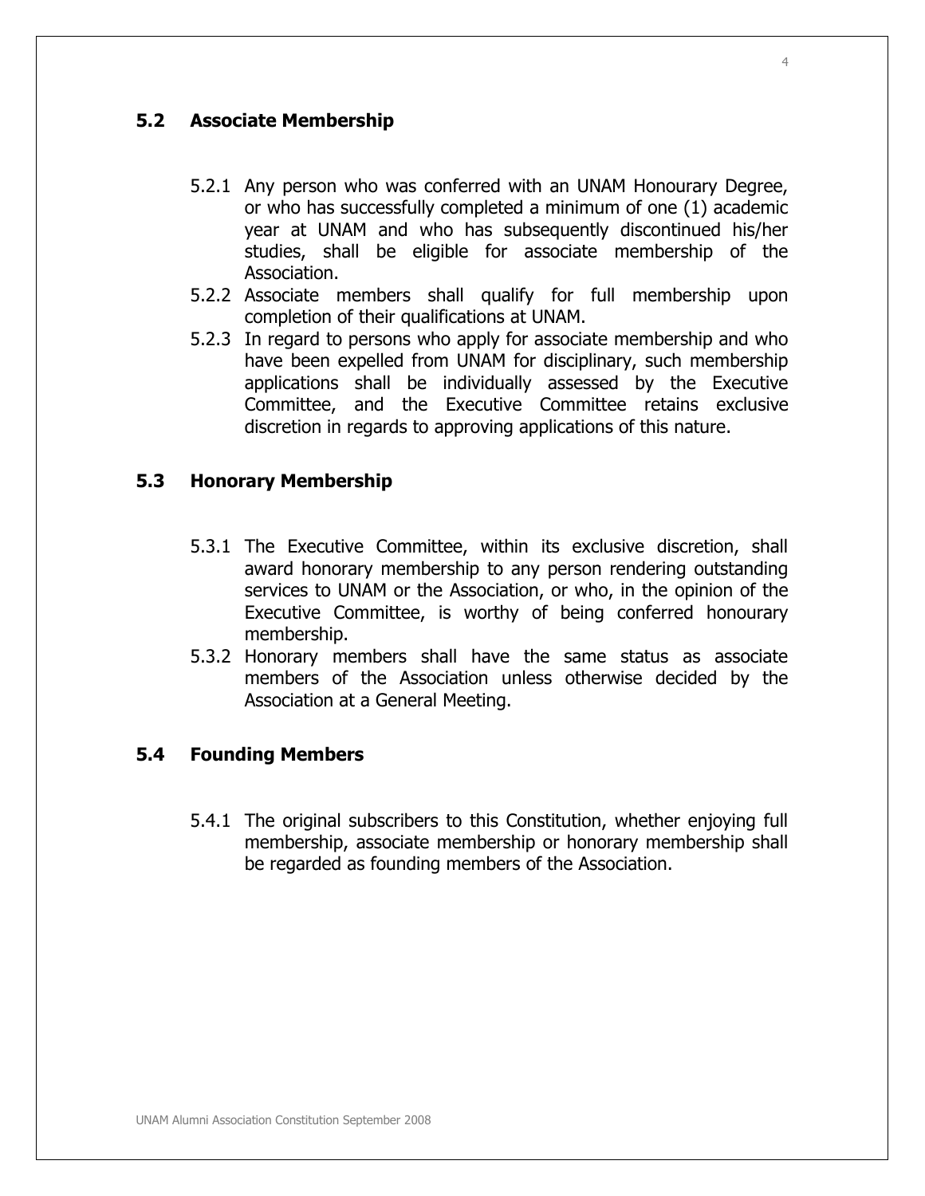### 5.2 Associate Membership

5.2.1 Any person who was conferred with an UNAM Honourary Degree, or who has successfully completed a minimum of one (1) academic year at UNAM and who has subsequently discontinued his/her studies, shall be eligible for associate membership of the Association.

5.2.2 Associate members shall qualify for full membership upon completion of their qualifications at UNAM.

5.2.3 In regard to persons who apply for associate membership and who have been expelled from UNAM for disciplinary, such membership applications shall be individually assessed by the Executive Committee, and the Executive Committee retains exclusive discretion in regards to approving applications of this nature.

### 5.3 Honorary Membership

5.3.1 The Executive Committee, within its exclusive discretion, shall award honorary membership to any person rendering outstanding services to UNAM or the Association, or who, in the opinion of the Executive Committee, is worthy of being conferred honourary membership.

5.3.2 Honorary members shall have the same status as associate members of the Association unless otherwise decided by the Association at a General Meeting.

### 5.4 Founding Members

5.4.1 The original subscribers to this Constitution, whether enjoying full membership, associate membership or honorary membership shall be regarded as founding members of the Association.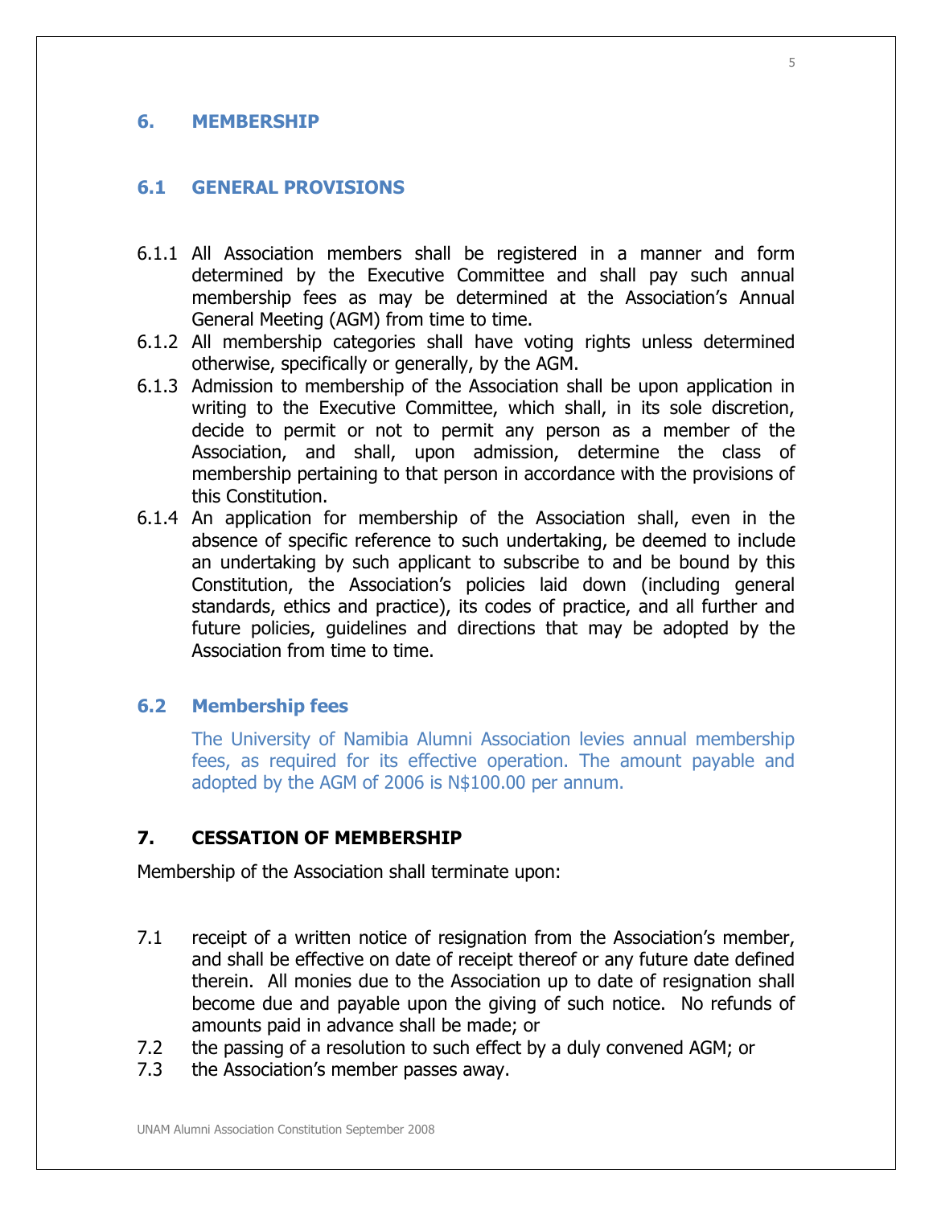## 6. MEMBERSHIP

### 6.1 GENERAL PROVISIONS

6.1.1 All Association members shall be registered in a manner and form determined by the Executive Committee and shall pay such annual membership fees as may be determined at the Association's Annual General Meeting (AGM) from time to time.

6.1.2 All membership categories shall have voting rights unless determined otherwise, specifically or generally, by the AGM.

6.1.3 Admission to membership of the Association shall be upon application in writing to the Executive Committee, which shall, in its sole discretion, decide to permit or not to permit any person as a member of the Association, and shall, upon admission, determine the class of membership pertaining to that person in accordance with the provisions of this Constitution.

6.1.4 An application for membership of the Association shall, even in the absence of specific reference to such undertaking, be deemed to include an undertaking by such applicant to subscribe to and be bound by this Constitution, the Association's policies laid down (including general standards, ethics and practice), its codes of practice, and all further and future policies, guidelines and directions that may be adopted by the Association from time to time.

### 6.2 Membership fees

The University of Namibia Alumni Association levies annual membership fees, as required for its effective operation. The amount payable and adopted by the AGM of 2006 is N$100.00 per annum.

## 7. CESSATION OF MEMBERSHIP

Membership of the Association shall terminate upon:

7.1 receipt of a written notice of resignation from the Association's member, and shall be effective on date of receipt thereof or any future date defined therein. All monies due to the Association up to date of resignation shall become due and payable upon the giving of such notice. No refunds of amounts paid in advance shall be made; or

7.2 the passing of a resolution to such effect by a duly convened AGM; or

7.3 the Association's member passes away.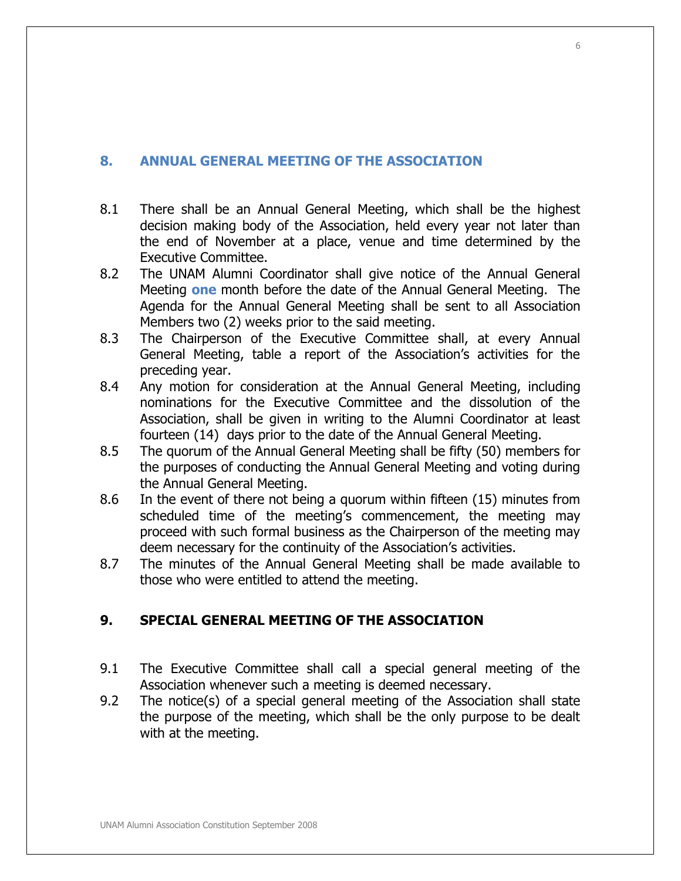## 8. ANNUAL GENERAL MEETING OF THE ASSOCIATION

8.1 There shall be an Annual General Meeting, which shall be the highest decision making body of the Association, held every year not later than the end of November at a place, venue and time determined by the Executive Committee.

8.2 The UNAM Alumni Coordinator shall give notice of the Annual General Meeting **one** month before the date of the Annual General Meeting. The Agenda for the Annual General Meeting shall be sent to all Association Members two (2) weeks prior to the said meeting.

8.3 The Chairperson of the Executive Committee shall, at every Annual General Meeting, table a report of the Association's activities for the preceding year.

8.4 Any motion for consideration at the Annual General Meeting, including nominations for the Executive Committee and the dissolution of the Association, shall be given in writing to the Alumni Coordinator at least fourteen (14) days prior to the date of the Annual General Meeting.

8.5 The quorum of the Annual General Meeting shall be fifty (50) members for the purposes of conducting the Annual General Meeting and voting during the Annual General Meeting.

8.6 In the event of there not being a quorum within fifteen (15) minutes from scheduled time of the meeting's commencement, the meeting may proceed with such formal business as the Chairperson of the meeting may deem necessary for the continuity of the Association's activities.

8.7 The minutes of the Annual General Meeting shall be made available to those who were entitled to attend the meeting.

## 9. SPECIAL GENERAL MEETING OF THE ASSOCIATION

9.1 The Executive Committee shall call a special general meeting of the Association whenever such a meeting is deemed necessary.

9.2 The notice(s) of a special general meeting of the Association shall state the purpose of the meeting, which shall be the only purpose to be dealt with at the meeting.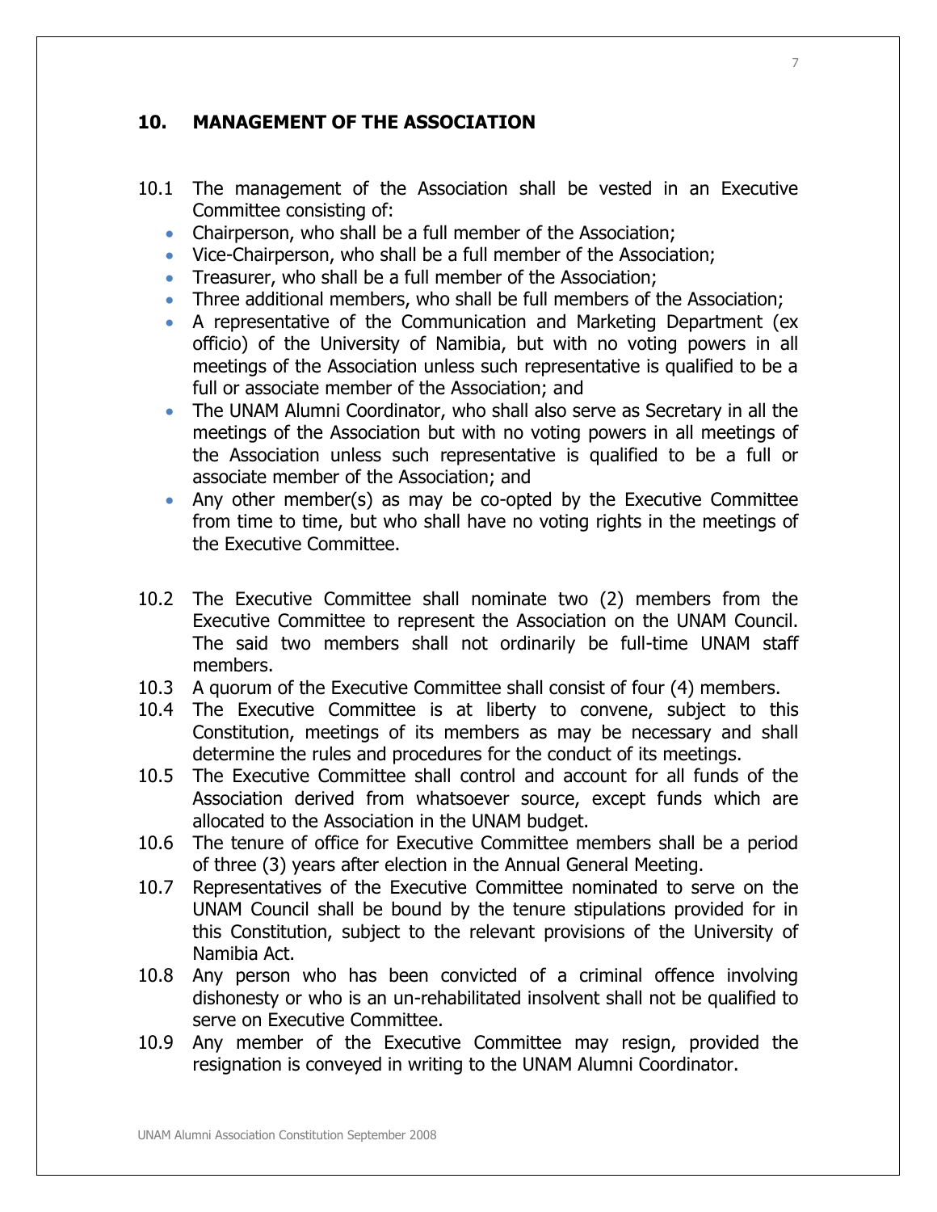## 10. MANAGEMENT OF THE ASSOCIATION

10.1 The management of the Association shall be vested in an Executive Committee consisting of:

- Chairperson, who shall be a full member of the Association;
- Vice-Chairperson, who shall be a full member of the Association;
- Treasurer, who shall be a full member of the Association;
- Three additional members, who shall be full members of the Association;
- A representative of the Communication and Marketing Department (ex officio) of the University of Namibia, but with no voting powers in all meetings of the Association unless such representative is qualified to be a full or associate member of the Association; and
- The UNAM Alumni Coordinator, who shall also serve as Secretary in all the meetings of the Association but with no voting powers in all meetings of the Association unless such representative is qualified to be a full or associate member of the Association; and
- Any other member(s) as may be co-opted by the Executive Committee from time to time, but who shall have no voting rights in the meetings of the Executive Committee.

10.2 The Executive Committee shall nominate two (2) members from the Executive Committee to represent the Association on the UNAM Council. The said two members shall not ordinarily be full-time UNAM staff members.

10.3 A quorum of the Executive Committee shall consist of four (4) members.

10.4 The Executive Committee is at liberty to convene, subject to this Constitution, meetings of its members as may be necessary and shall determine the rules and procedures for the conduct of its meetings.

10.5 The Executive Committee shall control and account for all funds of the Association derived from whatsoever source, except funds which are allocated to the Association in the UNAM budget.

10.6 The tenure of office for Executive Committee members shall be a period of three (3) years after election in the Annual General Meeting.

10.7 Representatives of the Executive Committee nominated to serve on the UNAM Council shall be bound by the tenure stipulations provided for in this Constitution, subject to the relevant provisions of the University of Namibia Act.

10.8 Any person who has been convicted of a criminal offence involving dishonesty or who is an un-rehabilitated insolvent shall not be qualified to serve on Executive Committee.

10.9 Any member of the Executive Committee may resign, provided the resignation is conveyed in writing to the UNAM Alumni Coordinator.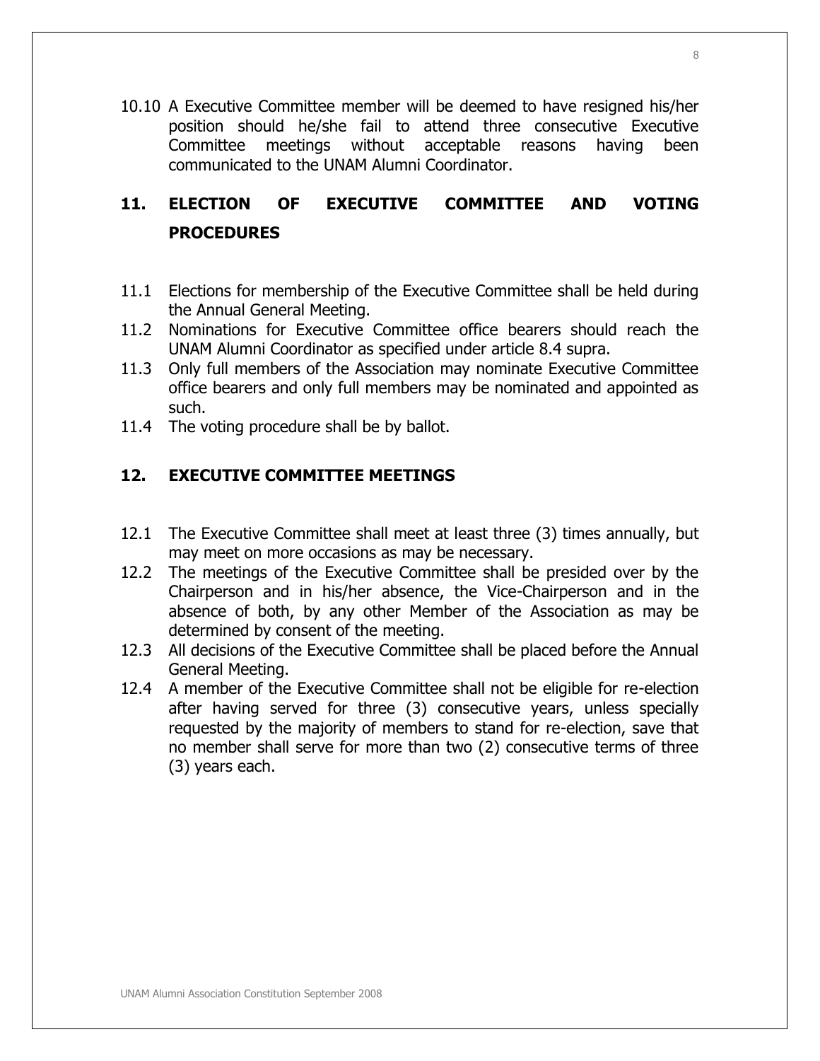10.10 A Executive Committee member will be deemed to have resigned his/her position should he/she fail to attend three consecutive Executive Committee meetings without acceptable reasons having been communicated to the UNAM Alumni Coordinator.

## 11. ELECTION OF EXECUTIVE COMMITTEE AND VOTING PROCEDURES

11.1 Elections for membership of the Executive Committee shall be held during the Annual General Meeting.

11.2 Nominations for Executive Committee office bearers should reach the UNAM Alumni Coordinator as specified under article 8.4 supra.

11.3 Only full members of the Association may nominate Executive Committee office bearers and only full members may be nominated and appointed as such.

11.4 The voting procedure shall be by ballot.

## 12. EXECUTIVE COMMITTEE MEETINGS

12.1 The Executive Committee shall meet at least three (3) times annually, but may meet on more occasions as may be necessary.

12.2 The meetings of the Executive Committee shall be presided over by the Chairperson and in his/her absence, the Vice-Chairperson and in the absence of both, by any other Member of the Association as may be determined by consent of the meeting.

12.3 All decisions of the Executive Committee shall be placed before the Annual General Meeting.

12.4 A member of the Executive Committee shall not be eligible for re-election after having served for three (3) consecutive years, unless specially requested by the majority of members to stand for re-election, save that no member shall serve for more than two (2) consecutive terms of three (3) years each.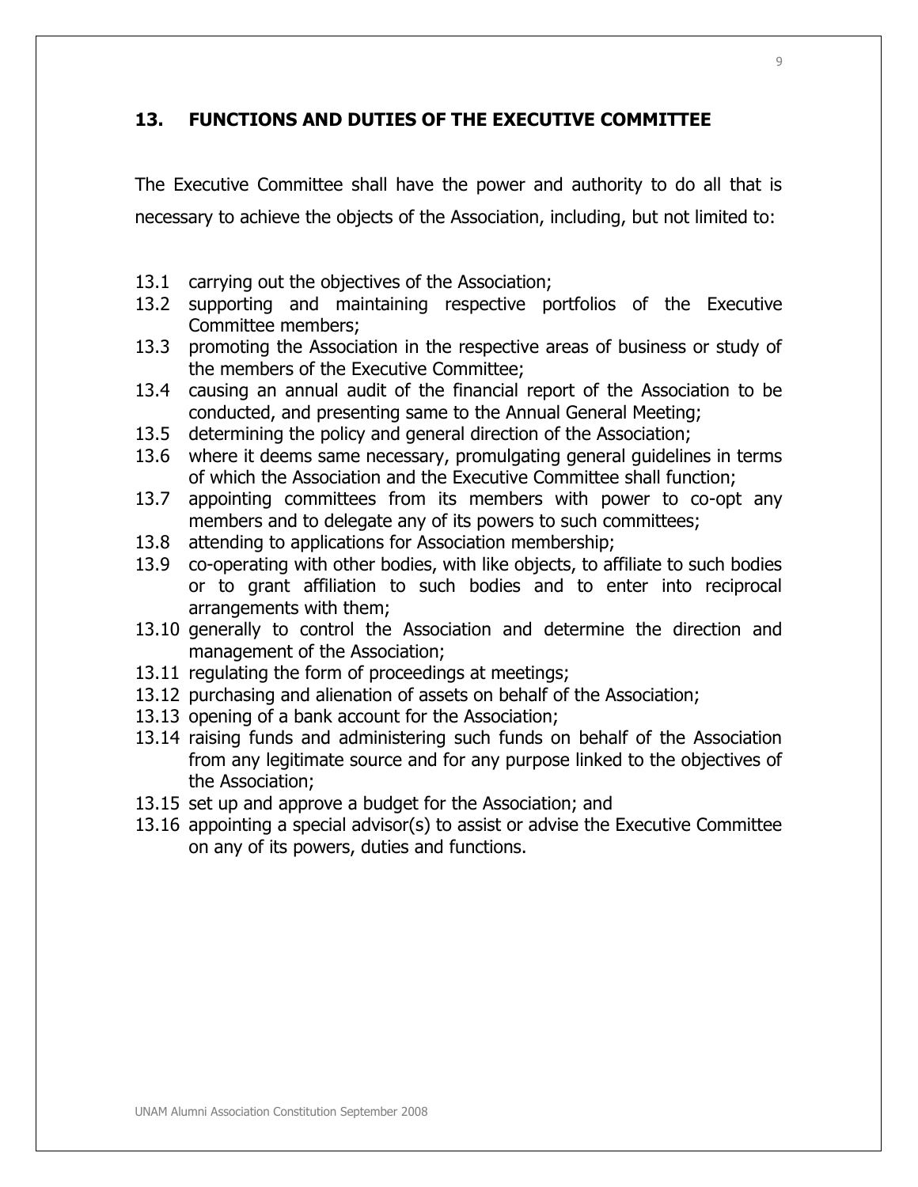## 13. FUNCTIONS AND DUTIES OF THE EXECUTIVE COMMITTEE

The Executive Committee shall have the power and authority to do all that is necessary to achieve the objects of the Association, including, but not limited to:

13.1 carrying out the objectives of the Association;

13.2 supporting and maintaining respective portfolios of the Executive Committee members;

13.3 promoting the Association in the respective areas of business or study of the members of the Executive Committee;

13.4 causing an annual audit of the financial report of the Association to be conducted, and presenting same to the Annual General Meeting;

13.5 determining the policy and general direction of the Association;

13.6 where it deems same necessary, promulgating general guidelines in terms of which the Association and the Executive Committee shall function;

13.7 appointing committees from its members with power to co-opt any members and to delegate any of its powers to such committees;

13.8 attending to applications for Association membership;

13.9 co-operating with other bodies, with like objects, to affiliate to such bodies or to grant affiliation to such bodies and to enter into reciprocal arrangements with them;

13.10 generally to control the Association and determine the direction and management of the Association;

13.11 regulating the form of proceedings at meetings;

13.12 purchasing and alienation of assets on behalf of the Association;

13.13 opening of a bank account for the Association;

13.14 raising funds and administering such funds on behalf of the Association from any legitimate source and for any purpose linked to the objectives of the Association;

13.15 set up and approve a budget for the Association; and

13.16 appointing a special advisor(s) to assist or advise the Executive Committee on any of its powers, duties and functions.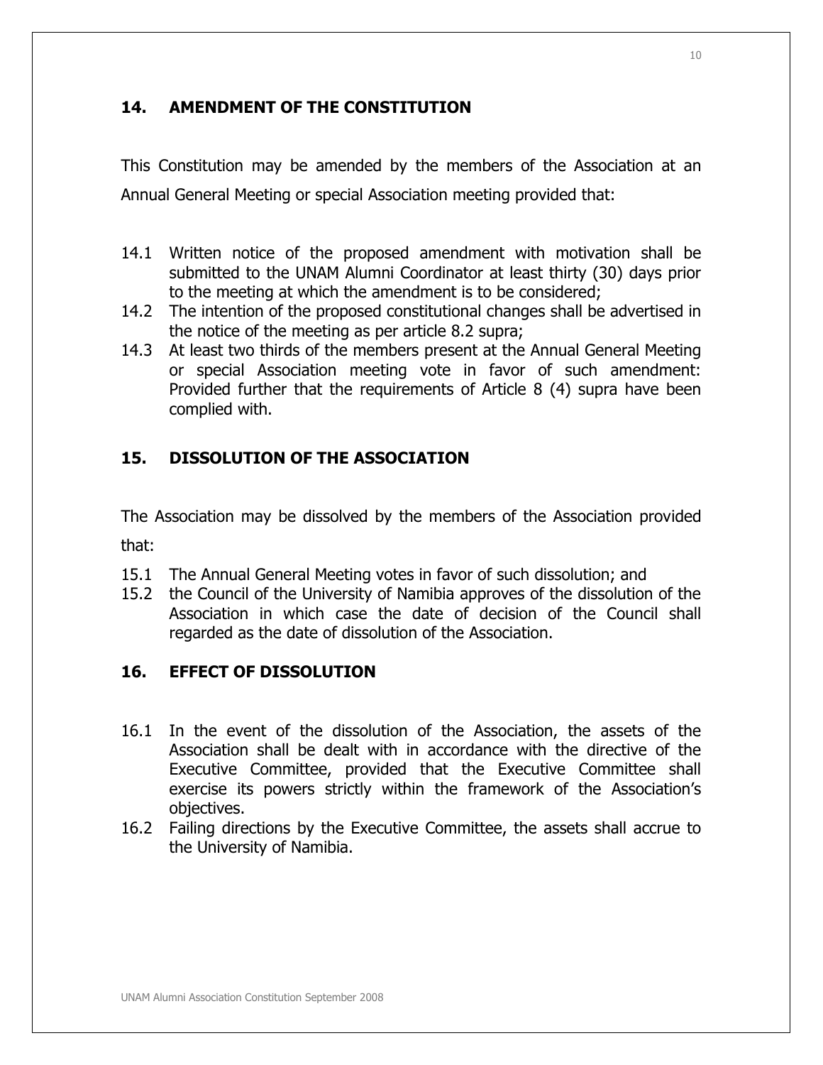## 14. AMENDMENT OF THE CONSTITUTION

This Constitution may be amended by the members of the Association at an Annual General Meeting or special Association meeting provided that:

14.1 Written notice of the proposed amendment with motivation shall be submitted to the UNAM Alumni Coordinator at least thirty (30) days prior to the meeting at which the amendment is to be considered;

14.2 The intention of the proposed constitutional changes shall be advertised in the notice of the meeting as per article 8.2 supra;

14.3 At least two thirds of the members present at the Annual General Meeting or special Association meeting vote in favor of such amendment: Provided further that the requirements of Article 8 (4) supra have been complied with.

## 15. DISSOLUTION OF THE ASSOCIATION

The Association may be dissolved by the members of the Association provided that:

15.1 The Annual General Meeting votes in favor of such dissolution; and

15.2 the Council of the University of Namibia approves of the dissolution of the Association in which case the date of decision of the Council shall regarded as the date of dissolution of the Association.

## 16. EFFECT OF DISSOLUTION

16.1 In the event of the dissolution of the Association, the assets of the Association shall be dealt with in accordance with the directive of the Executive Committee, provided that the Executive Committee shall exercise its powers strictly within the framework of the Association's objectives.

16.2 Failing directions by the Executive Committee, the assets shall accrue to the University of Namibia.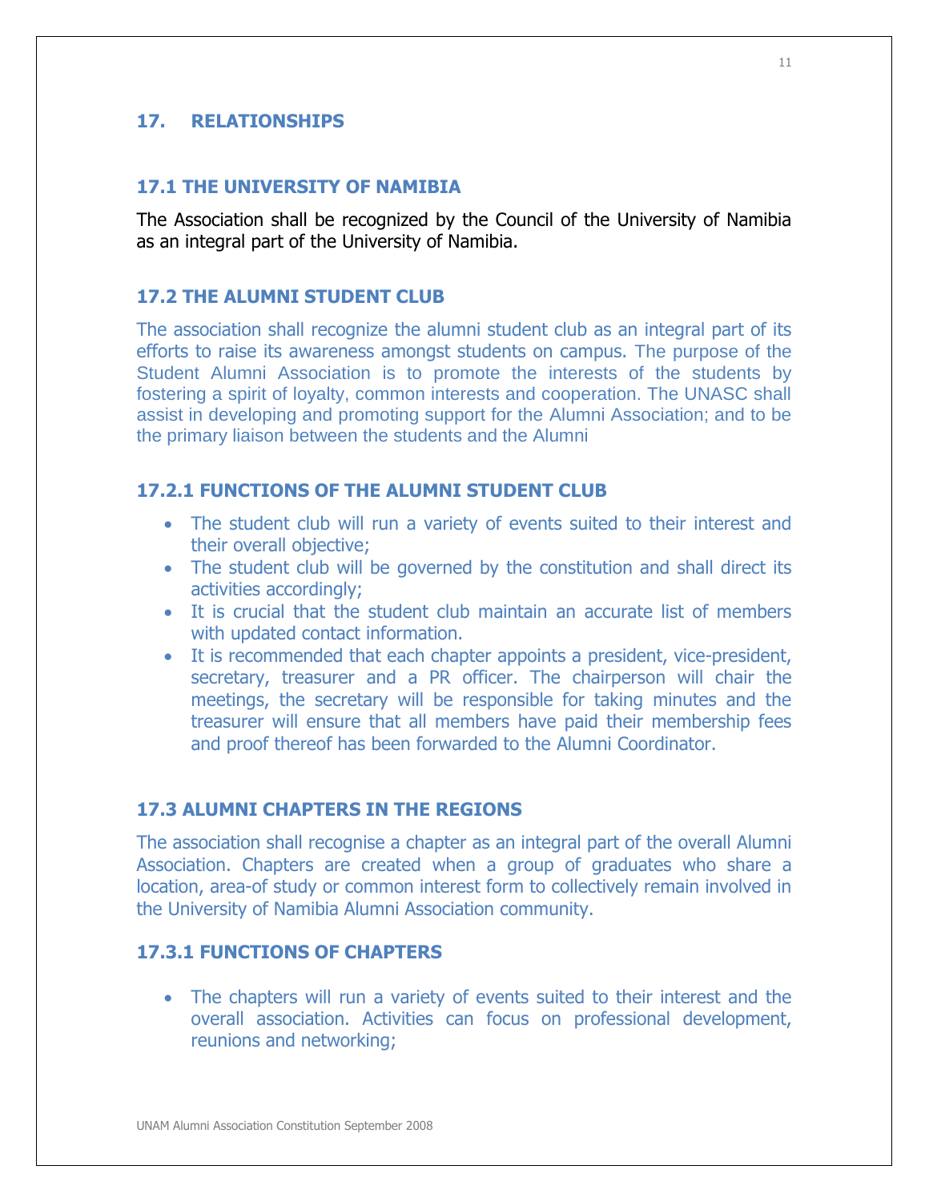## 17. RELATIONSHIPS

### 17.1 THE UNIVERSITY OF NAMIBIA

The Association shall be recognized by the Council of the University of Namibia as an integral part of the University of Namibia.

### 17.2 THE ALUMNI STUDENT CLUB

The association shall recognize the alumni student club as an integral part of its efforts to raise its awareness amongst students on campus. The purpose of the Student Alumni Association is to promote the interests of the students by fostering a spirit of loyalty, common interests and cooperation. The UNASC shall assist in developing and promoting support for the Alumni Association; and to be the primary liaison between the students and the Alumni

#### 17.2.1 FUNCTIONS OF THE ALUMNI STUDENT CLUB

- The student club will run a variety of events suited to their interest and their overall objective;
- The student club will be governed by the constitution and shall direct its activities accordingly;
- It is crucial that the student club maintain an accurate list of members with updated contact information.
- It is recommended that each chapter appoints a president, vice-president, secretary, treasurer and a PR officer. The chairperson will chair the meetings, the secretary will be responsible for taking minutes and the treasurer will ensure that all members have paid their membership fees and proof thereof has been forwarded to the Alumni Coordinator.

### 17.3 ALUMNI CHAPTERS IN THE REGIONS

The association shall recognise a chapter as an integral part of the overall Alumni Association. Chapters are created when a group of graduates who share a location, area-of study or common interest form to collectively remain involved in the University of Namibia Alumni Association community.

#### 17.3.1 FUNCTIONS OF CHAPTERS

- The chapters will run a variety of events suited to their interest and the overall association. Activities can focus on professional development, reunions and networking;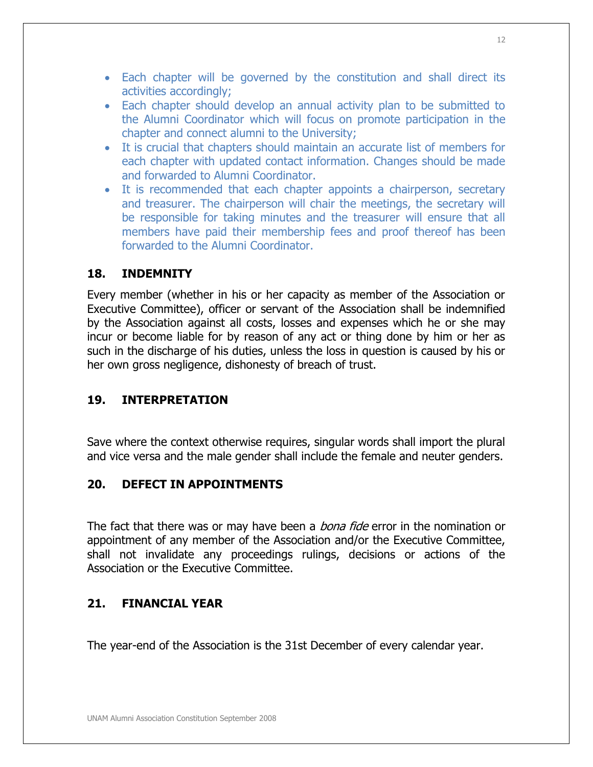- Each chapter will be governed by the constitution and shall direct its activities accordingly;
- Each chapter should develop an annual activity plan to be submitted to the Alumni Coordinator which will focus on promote participation in the chapter and connect alumni to the University;
- It is crucial that chapters should maintain an accurate list of members for each chapter with updated contact information. Changes should be made and forwarded to Alumni Coordinator.
- It is recommended that each chapter appoints a chairperson, secretary and treasurer. The chairperson will chair the meetings, the secretary will be responsible for taking minutes and the treasurer will ensure that all members have paid their membership fees and proof thereof has been forwarded to the Alumni Coordinator.

## 18. INDEMNITY

Every member (whether in his or her capacity as member of the Association or Executive Committee), officer or servant of the Association shall be indemnified by the Association against all costs, losses and expenses which he or she may incur or become liable for by reason of any act or thing done by him or her as such in the discharge of his duties, unless the loss in question is caused by his or her own gross negligence, dishonesty of breach of trust.

## 19. INTERPRETATION

Save where the context otherwise requires, singular words shall import the plural and vice versa and the male gender shall include the female and neuter genders.

## 20. DEFECT IN APPOINTMENTS

The fact that there was or may have been a *bona fide* error in the nomination or appointment of any member of the Association and/or the Executive Committee, shall not invalidate any proceedings rulings, decisions or actions of the Association or the Executive Committee.

## 21. FINANCIAL YEAR

The year-end of the Association is the 31st December of every calendar year.